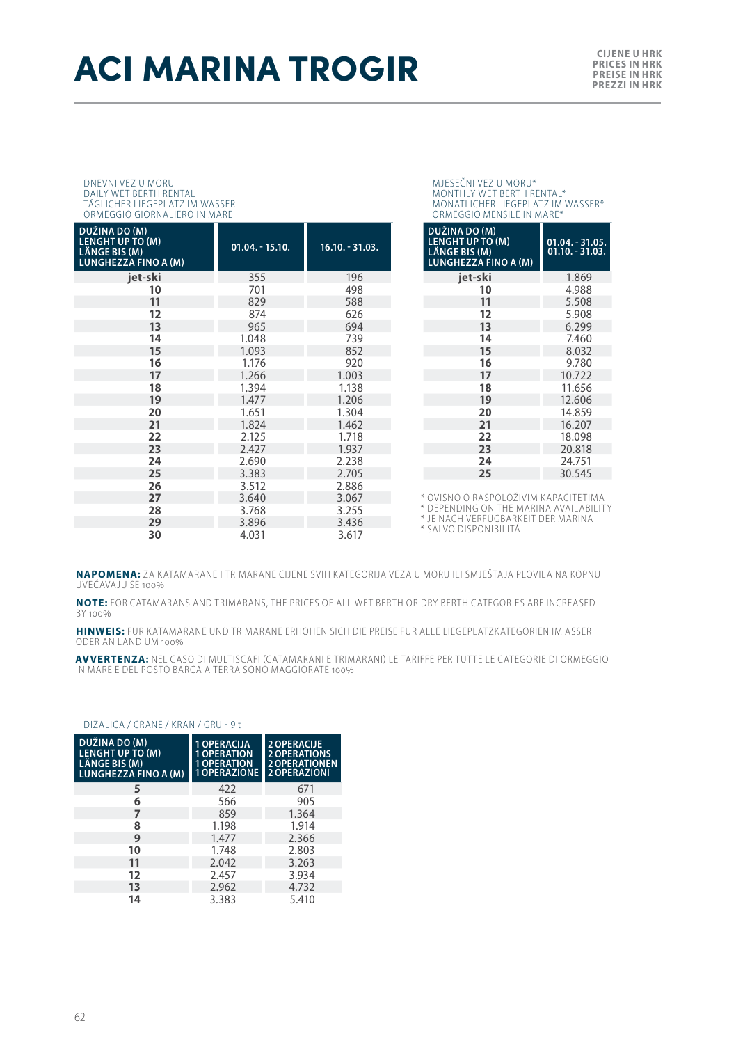# ACI MARINA TROGIR

**CIJENE U HRK**
**PRICES IN HRK**
**PREISE IN HRK**
**PREZZI IN HRK**

DNEVNI VEZ U MORU
DAILY WET BERTH RENTAL
TÄGLICHER LIEGEPLATZ IM WASSER
ORMEGGIO GIORNALIERO IN MARE

| DUŽINA DO (M) LENGHT UP TO (M) LÄNGE BIS (M) LUNGHEZZA FINO A (M) | 01.04. - 15.10. | 16.10. - 31.03. |
|---|---|---|
| jet-ski | 355 | 196 |
| 10 | 701 | 498 |
| 11 | 829 | 588 |
| 12 | 874 | 626 |
| 13 | 965 | 694 |
| 14 | 1.048 | 739 |
| 15 | 1.093 | 852 |
| 16 | 1.176 | 920 |
| 17 | 1.266 | 1.003 |
| 18 | 1.394 | 1.138 |
| 19 | 1.477 | 1.206 |
| 20 | 1.651 | 1.304 |
| 21 | 1.824 | 1.462 |
| 22 | 2.125 | 1.718 |
| 23 | 2.427 | 1.937 |
| 24 | 2.690 | 2.238 |
| 25 | 3.383 | 2.705 |
| 26 | 3.512 | 2.886 |
| 27 | 3.640 | 3.067 |
| 28 | 3.768 | 3.255 |
| 29 | 3.896 | 3.436 |
| 30 | 4.031 | 3.617 |

MJESEČNI VEZ U MORU*
MONTHLY WET BERTH RENTAL*
MONATLICHER LIEGEPLATZ IM WASSER*
ORMEGGIO MENSILE IN MARE*

| DUŽINA DO (M) LENGHT UP TO (M) LÄNGE BIS (M) LUNGHEZZA FINO A (M) | 01.04. - 31.05. 01.10. - 31.03. |
|---|---|
| jet-ski | 1.869 |
| 10 | 4.988 |
| 11 | 5.508 |
| 12 | 5.908 |
| 13 | 6.299 |
| 14 | 7.460 |
| 15 | 8.032 |
| 16 | 9.780 |
| 17 | 10.722 |
| 18 | 11.656 |
| 19 | 12.606 |
| 20 | 14.859 |
| 21 | 16.207 |
| 22 | 18.098 |
| 23 | 20.818 |
| 24 | 24.751 |
| 25 | 30.545 |

* OVISNO O RASPOLOŽIVIM KAPACITETIMA
* DEPENDING ON THE MARINA AVAILABILITY
* JE NACH VERFÜGBARKEIT DER MARINA
* SALVO DISPONIBILITÀ

**NAPOMENA:** ZA KATAMARANE I TRIMARANE CIJENE SVIH KATEGORIJA VEZA U MORU ILI SMJEŠTAJA PLOVILA NA KOPNU UVEĆAVAJU SE 100%

**NOTE:** FOR CATAMARANS AND TRIMARANS, THE PRICES OF ALL WET BERTH OR DRY BERTH CATEGORIES ARE INCREASED BY 100%

**HINWEIS:** FUR KATAMARANE UND TRIMARANE ERHOHEN SICH DIE PREISE FUR ALLE LIEGEPLATZKATEGORIEN IM ASSER ODER AN LAND UM 100%

**AVVERTENZA:** NEL CASO DI MULTISCAFI (CATAMARANI E TRIMARANI) LE TARIFFE PER TUTTE LE CATEGORIE DI ORMEGGIO IN MARE E DEL POSTO BARCA A TERRA SONO MAGGIORATE 100%

DIZALICA / CRANE / KRAN / GRU - 9 t

| DUŽINA DO (M) LENGHT UP TO (M) LÄNGE BIS (M) LUNGHEZZA FINO A (M) | 1 OPERACIJA 1 OPERATION 1 OPERATION 1 OPERAZIONE | 2 OPERACIJE 2 OPERATIONS 2 OPERATIONEN 2 OPERAZIONI |
|---|---|---|
| 5 | 422 | 671 |
| 6 | 566 | 905 |
| 7 | 859 | 1.364 |
| 8 | 1.198 | 1.914 |
| 9 | 1.477 | 2.366 |
| 10 | 1.748 | 2.803 |
| 11 | 2.042 | 3.263 |
| 12 | 2.457 | 3.934 |
| 13 | 2.962 | 4.732 |
| 14 | 3.383 | 5.410 |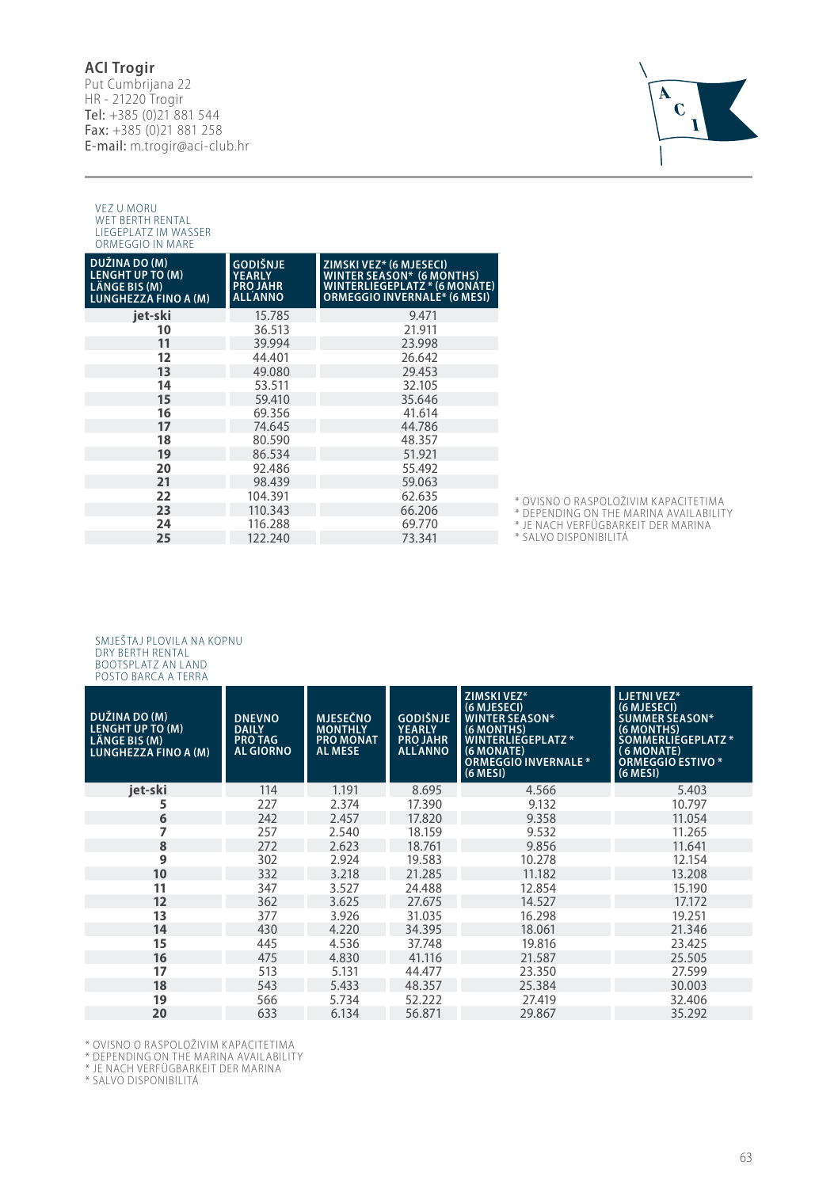## ACI Trogir

Put Cumbrijana 22
HR - 21220 Trogir
**Tel:** +385 (0)21 881 544
**Fax:** +385 (0)21 881 258
**E-mail:** m.trogir@aci-club.hr

VEZ U MORU
WET BERTH RENTAL
LIEGEPLATZ IM WASSER
ORMEGGIO IN MARE

| DUŽINA DO (M) LENGHT UP TO (M) LÄNGE BIS (M) LUNGHEZZA FINO A (M) | GODIŠNJE YEARLY PRO JAHR ALL'ANNO | ZIMSKI VEZ* (6 MJESECI) WINTER SEASON* (6 MONTHS) WINTERLIEGEPLATZ * (6 MONATE) ORMEGGIO INVERNALE* (6 MESI) |
|---|---|---|
| **jet-ski** | 15.785 | 9.471 |
| **10** | 36.513 | 21.911 |
| **11** | 39.994 | 23.998 |
| **12** | 44.401 | 26.642 |
| **13** | 49.080 | 29.453 |
| **14** | 53.511 | 32.105 |
| **15** | 59.410 | 35.646 |
| **16** | 69.356 | 41.614 |
| **17** | 74.645 | 44.786 |
| **18** | 80.590 | 48.357 |
| **19** | 86.534 | 51.921 |
| **20** | 92.486 | 55.492 |
| **21** | 98.439 | 59.063 |
| **22** | 104.391 | 62.635 |
| **23** | 110.343 | 66.206 |
| **24** | 116.288 | 69.770 |
| **25** | 122.240 | 73.341 |

* OVISNO O RASPOLOŽIVIM KAPACITETIMA
* DEPENDING ON THE MARINA AVAILABILITY
* JE NACH VERFÜGBARKEIT DER MARINA
* SALVO DISPONIBILITÁ

SMJEŠTAJ PLOVILA NA KOPNU
DRY BERTH RENTAL
BOOTSPLATZ AN LAND
POSTO BARCA A TERRA

| DUŽINA DO (M) LENGHT UP TO (M) LÄNGE BIS (M) LUNGHEZZA FINO A (M) | DNEVNO DAILY PRO TAG AL GIORNO | MJESEČNO MONTHLY PRO MONAT AL MESE | GODIŠNJE YEARLY PRO JAHR ALL'ANNO | ZIMSKI VEZ* (6 MJESECI) WINTER SEASON* (6 MONTHS) WINTERLIEGEPLATZ * (6 MONATE) ORMEGGIO INVERNALE * (6 MESI) | LJETNI VEZ* (6 MJESECI) SUMMER SEASON* (6 MONTHS) SOMMERLIEGEPLATZ * ( 6 MONATE) ORMEGGIO ESTIVO * (6 MESI) |
|---|---|---|---|---|---|
| **jet-ski** | 114 | 1.191 | 8.695 | 4.566 | 5.403 |
| **5** | 227 | 2.374 | 17.390 | 9.132 | 10.797 |
| **6** | 242 | 2.457 | 17.820 | 9.358 | 11.054 |
| **7** | 257 | 2.540 | 18.159 | 9.532 | 11.265 |
| **8** | 272 | 2.623 | 18.761 | 9.856 | 11.641 |
| **9** | 302 | 2.924 | 19.583 | 10.278 | 12.154 |
| **10** | 332 | 3.218 | 21.285 | 11.182 | 13.208 |
| **11** | 347 | 3.527 | 24.488 | 12.854 | 15.190 |
| **12** | 362 | 3.625 | 27.675 | 14.527 | 17.172 |
| **13** | 377 | 3.926 | 31.035 | 16.298 | 19.251 |
| **14** | 430 | 4.220 | 34.395 | 18.061 | 21.346 |
| **15** | 445 | 4.536 | 37.748 | 19.816 | 23.425 |
| **16** | 475 | 4.830 | 41.116 | 21.587 | 25.505 |
| **17** | 513 | 5.131 | 44.477 | 23.350 | 27.599 |
| **18** | 543 | 5.433 | 48.357 | 25.384 | 30.003 |
| **19** | 566 | 5.734 | 52.222 | 27.419 | 32.406 |
| **20** | 633 | 6.134 | 56.871 | 29.867 | 35.292 |

* OVISNO O RASPOLOŽIVIM KAPACITETIMA
* DEPENDING ON THE MARINA AVAILABILITY
* JE NACH VERFÜGBARKEIT DER MARINA
* SALVO DISPONIBILITÁ